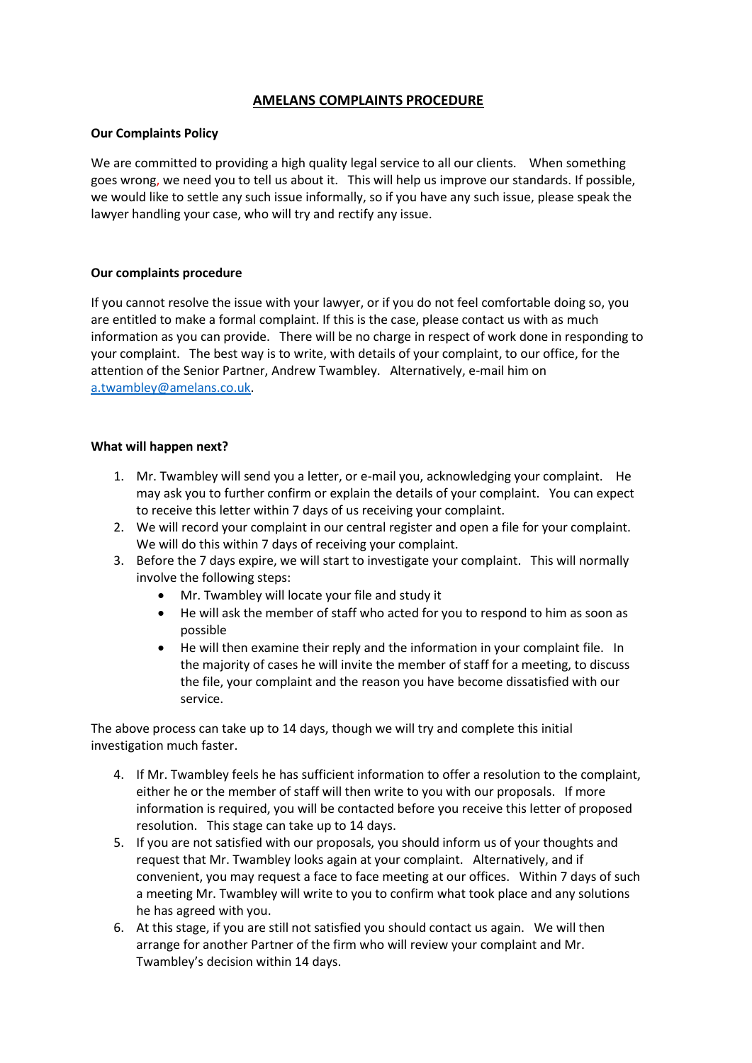# AMELANS COMPLAINTS PROCEDURE

**Our Complaints Policy**

We are committed to providing a high quality legal service to all our clients. When something goes wrong, we need you to tell us about it. This will help us improve our standards. If possible, we would like to settle any such issue informally, so if you have any such issue, please speak the lawyer handling your case, who will try and rectify any issue.

**Our complaints procedure**

If you cannot resolve the issue with your lawyer, or if you do not feel comfortable doing so, you are entitled to make a formal complaint. If this is the case, please contact us with as much information as you can provide. There will be no charge in respect of work done in responding to your complaint. The best way is to write, with details of your complaint, to our office, for the attention of the Senior Partner, Andrew Twambley. Alternatively, e-mail him on [a.twambley@amelans.co.uk](mailto:a.twambley@amelans.co.uk).

**What will happen next?**

1. Mr. Twambley will send you a letter, or e-mail you, acknowledging your complaint. He may ask you to further confirm or explain the details of your complaint. You can expect to receive this letter within 7 days of us receiving your complaint.
2. We will record your complaint in our central register and open a file for your complaint. We will do this within 7 days of receiving your complaint.
3. Before the 7 days expire, we will start to investigate your complaint. This will normally involve the following steps:
   - Mr. Twambley will locate your file and study it
   - He will ask the member of staff who acted for you to respond to him as soon as possible
   - He will then examine their reply and the information in your complaint file. In the majority of cases he will invite the member of staff for a meeting, to discuss the file, your complaint and the reason you have become dissatisfied with our service.

The above process can take up to 14 days, though we will try and complete this initial investigation much faster.

4. If Mr. Twambley feels he has sufficient information to offer a resolution to the complaint, either he or the member of staff will then write to you with our proposals. If more information is required, you will be contacted before you receive this letter of proposed resolution. This stage can take up to 14 days.
5. If you are not satisfied with our proposals, you should inform us of your thoughts and request that Mr. Twambley looks again at your complaint. Alternatively, and if convenient, you may request a face to face meeting at our offices. Within 7 days of such a meeting Mr. Twambley will write to you to confirm what took place and any solutions he has agreed with you.
6. At this stage, if you are still not satisfied you should contact us again. We will then arrange for another Partner of the firm who will review your complaint and Mr. Twambley's decision within 14 days.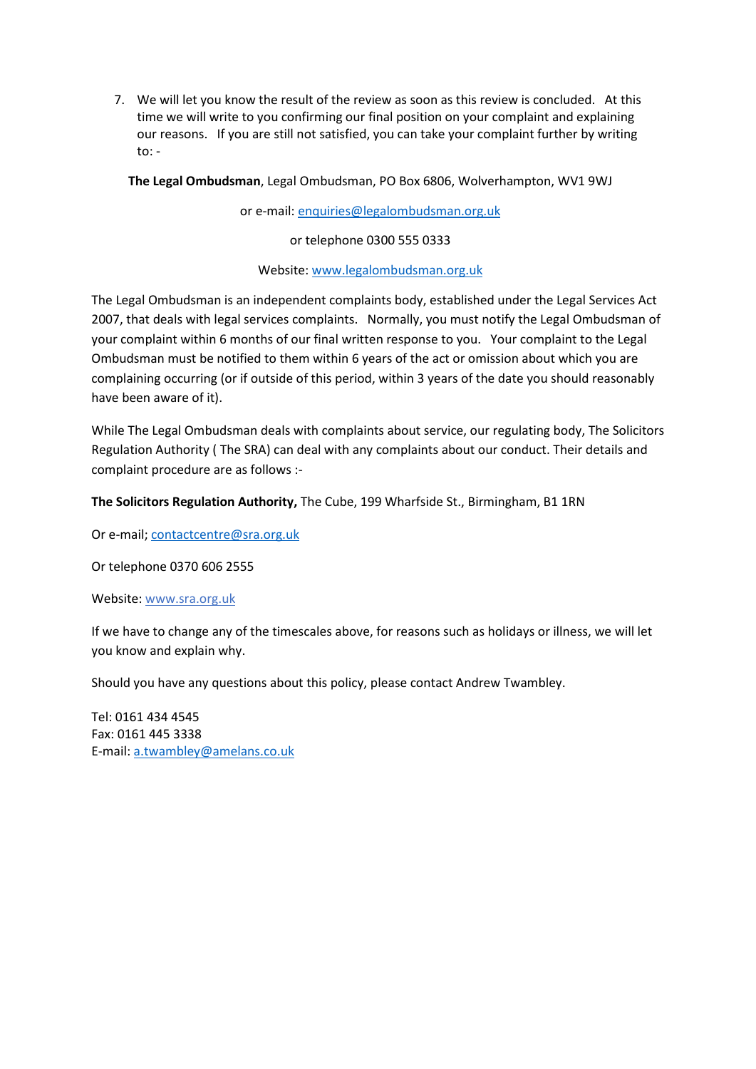7. We will let you know the result of the review as soon as this review is concluded. At this time we will write to you confirming our final position on your complaint and explaining our reasons. If you are still not satisfied, you can take your complaint further by writing to: -

**The Legal Ombudsman**, Legal Ombudsman, PO Box 6806, Wolverhampton, WV1 9WJ

or e-mail: enquiries@legalombudsman.org.uk

or telephone 0300 555 0333

Website: www.legalombudsman.org.uk

The Legal Ombudsman is an independent complaints body, established under the Legal Services Act 2007, that deals with legal services complaints. Normally, you must notify the Legal Ombudsman of your complaint within 6 months of our final written response to you. Your complaint to the Legal Ombudsman must be notified to them within 6 years of the act or omission about which you are complaining occurring (or if outside of this period, within 3 years of the date you should reasonably have been aware of it).

While The Legal Ombudsman deals with complaints about service, our regulating body, The Solicitors Regulation Authority ( The SRA) can deal with any complaints about our conduct. Their details and complaint procedure are as follows :-

**The Solicitors Regulation Authority,** The Cube, 199 Wharfside St., Birmingham, B1 1RN

Or e-mail; contactcentre@sra.org.uk

Or telephone 0370 606 2555

Website: www.sra.org.uk

If we have to change any of the timescales above, for reasons such as holidays or illness, we will let you know and explain why.

Should you have any questions about this policy, please contact Andrew Twambley.

Tel: 0161 434 4545
Fax: 0161 445 3338
E-mail: a.twambley@amelans.co.uk